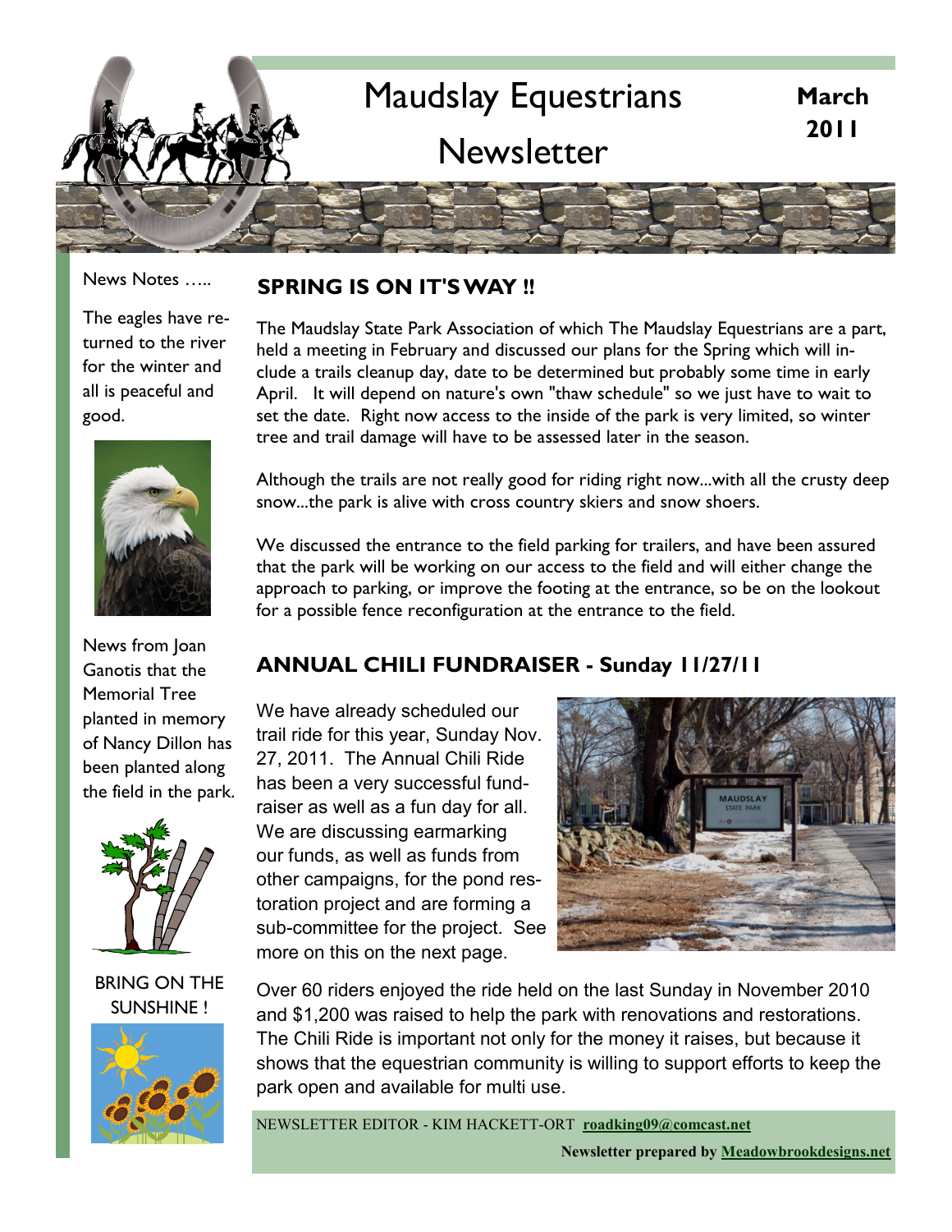# Maudslay Equestrians Newsletter

**March 2011**

News Notes …..

The eagles have returned to the river for the winter and all is peaceful and good.

News from Joan Ganotis that the Memorial Tree planted in memory of Nancy Dillon has been planted along the field in the park.

BRING ON THE SUNSHINE !

## SPRING IS ON IT'S WAY !!

The Maudslay State Park Association of which The Maudslay Equestrians are a part, held a meeting in February and discussed our plans for the Spring which will include a trails cleanup day, date to be determined but probably some time in early April. It will depend on nature's own "thaw schedule" so we just have to wait to set the date. Right now access to the inside of the park is very limited, so winter tree and trail damage will have to be assessed later in the season.

Although the trails are not really good for riding right now...with all the crusty deep snow...the park is alive with cross country skiers and snow shoers.

We discussed the entrance to the field parking for trailers, and have been assured that the park will be working on our access to the field and will either change the approach to parking, or improve the footing at the entrance, so be on the lookout for a possible fence reconfiguration at the entrance to the field.

## ANNUAL CHILI FUNDRAISER - Sunday 11/27/11

We have already scheduled our trail ride for this year, Sunday Nov. 27, 2011. The Annual Chili Ride has been a very successful fundraiser as well as a fun day for all. We are discussing earmarking our funds, as well as funds from other campaigns, for the pond restoration project and are forming a sub-committee for the project. See more on this on the next page.

Over 60 riders enjoyed the ride held on the last Sunday in November 2010 and $1,200 was raised to help the park with renovations and restorations. The Chili Ride is important not only for the money it raises, but because it shows that the equestrian community is willing to support efforts to keep the park open and available for multi use.

NEWSLETTER EDITOR - KIM HACKETT-ORT **roadking09@comcast.net**

**Newsletter prepared by Meadowbrookdesigns.net**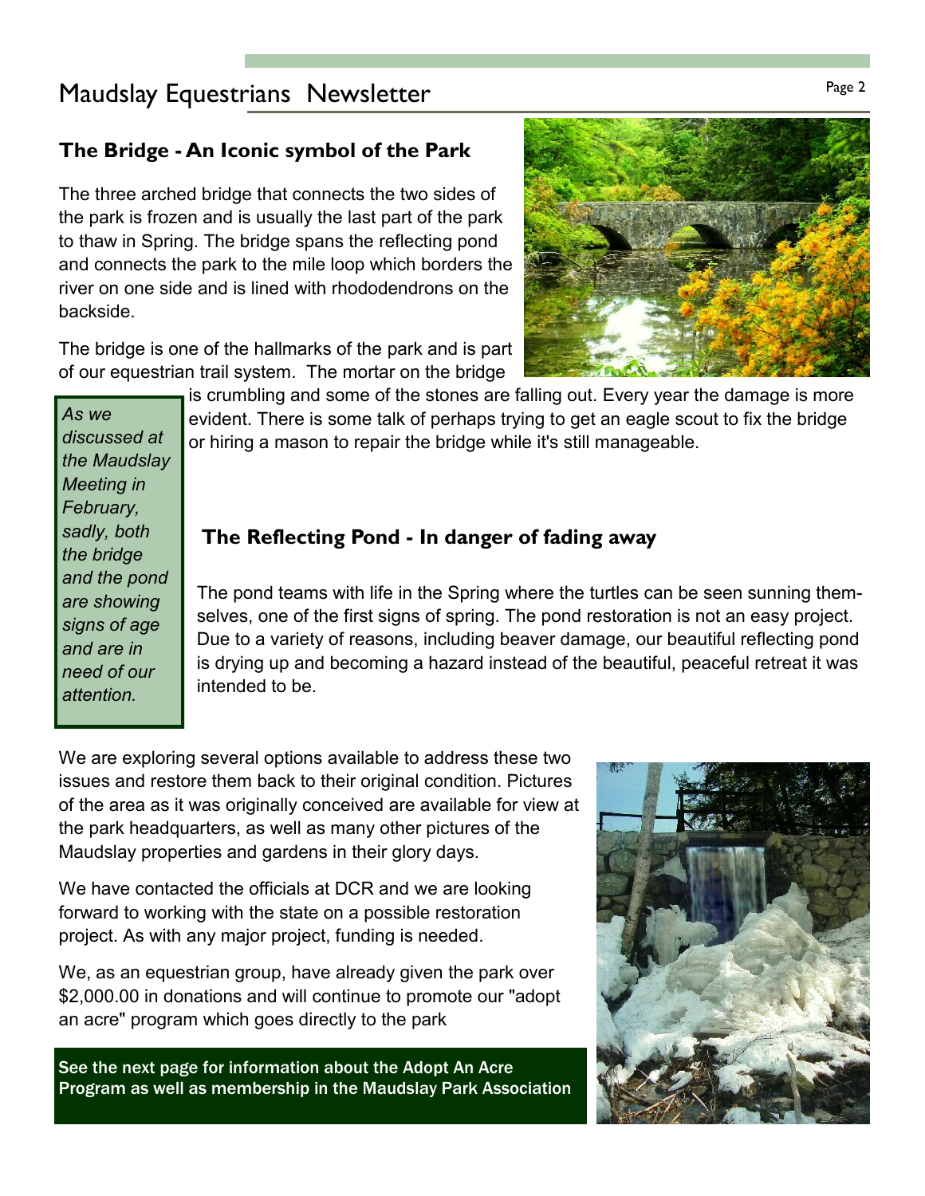## The Bridge - An Iconic symbol of the Park

The three arched bridge that connects the two sides of the park is frozen and is usually the last part of the park to thaw in Spring. The bridge spans the reflecting pond and connects the park to the mile loop which borders the river on one side and is lined with rhododendrons on the backside.

The bridge is one of the hallmarks of the park and is part of our equestrian trail system. The mortar on the bridge is crumbling and some of the stones are falling out. Every year the damage is more evident. There is some talk of perhaps trying to get an eagle scout to fix the bridge or hiring a mason to repair the bridge while it's still manageable.

*As we discussed at the Maudslay Meeting in February, sadly, both the bridge and the pond are showing signs of age and are in need of our attention.*

## The Reflecting Pond - In danger of fading away

The pond teams with life in the Spring where the turtles can be seen sunning themselves, one of the first signs of spring. The pond restoration is not an easy project. Due to a variety of reasons, including beaver damage, our beautiful reflecting pond is drying up and becoming a hazard instead of the beautiful, peaceful retreat it was intended to be.

We are exploring several options available to address these two issues and restore them back to their original condition. Pictures of the area as it was originally conceived are available for view at the park headquarters, as well as many other pictures of the Maudslay properties and gardens in their glory days.

We have contacted the officials at DCR and we are looking forward to working with the state on a possible restoration project. As with any major project, funding is needed.

We, as an equestrian group, have already given the park over $2,000.00 in donations and will continue to promote our "adopt an acre" program which goes directly to the park

**See the next page for information about the Adopt An Acre Program as well as membership in the Maudslay Park Association**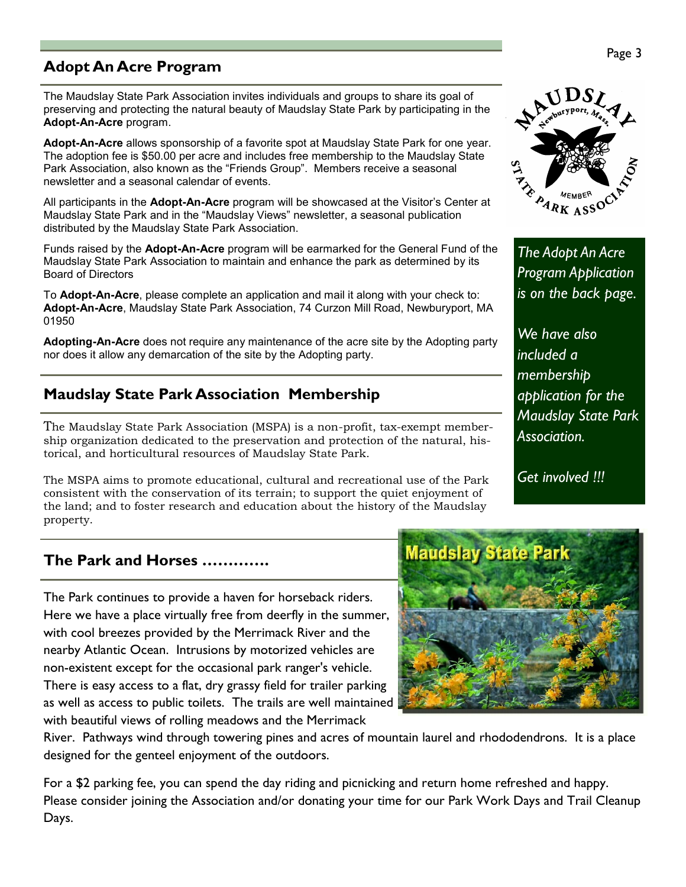## Adopt An Acre Program

The Maudslay State Park Association invites individuals and groups to share its goal of preserving and protecting the natural beauty of Maudslay State Park by participating in the **Adopt-An-Acre** program.

**Adopt-An-Acre** allows sponsorship of a favorite spot at Maudslay State Park for one year. The adoption fee is $50.00 per acre and includes free membership to the Maudslay State Park Association, also known as the "Friends Group". Members receive a seasonal newsletter and a seasonal calendar of events.

All participants in the **Adopt-An-Acre** program will be showcased at the Visitor's Center at Maudslay State Park and in the "Maudslay Views" newsletter, a seasonal publication distributed by the Maudslay State Park Association.

Funds raised by the **Adopt-An-Acre** program will be earmarked for the General Fund of the Maudslay State Park Association to maintain and enhance the park as determined by its Board of Directors

To **Adopt-An-Acre**, please complete an application and mail it along with your check to: **Adopt-An-Acre**, Maudslay State Park Association, 74 Curzon Mill Road, Newburyport, MA 01950

**Adopting-An-Acre** does not require any maintenance of the acre site by the Adopting party nor does it allow any demarcation of the site by the Adopting party.

*The Adopt An Acre Program Application is on the back page.*

*We have also included a membership application for the Maudslay State Park Association.*

*Get involved !!!*

## Maudslay State Park Association Membership

The Maudslay State Park Association (MSPA) is a non-profit, tax-exempt membership organization dedicated to the preservation and protection of the natural, historical, and horticultural resources of Maudslay State Park.

The MSPA aims to promote educational, cultural and recreational use of the Park consistent with the conservation of its terrain; to support the quiet enjoyment of the land; and to foster research and education about the history of the Maudslay property.

## The Park and Horses ………….

The Park continues to provide a haven for horseback riders. Here we have a place virtually free from deerfly in the summer, with cool breezes provided by the Merrimack River and the nearby Atlantic Ocean. Intrusions by motorized vehicles are non-existent except for the occasional park ranger's vehicle. There is easy access to a flat, dry grassy field for trailer parking as well as access to public toilets. The trails are well maintained with beautiful views of rolling meadows and the Merrimack River. Pathways wind through towering pines and acres of mountain laurel and rhododendrons. It is a place designed for the genteel enjoyment of the outdoors.

For a $2 parking fee, you can spend the day riding and picnicking and return home refreshed and happy. Please consider joining the Association and/or donating your time for our Park Work Days and Trail Cleanup Days.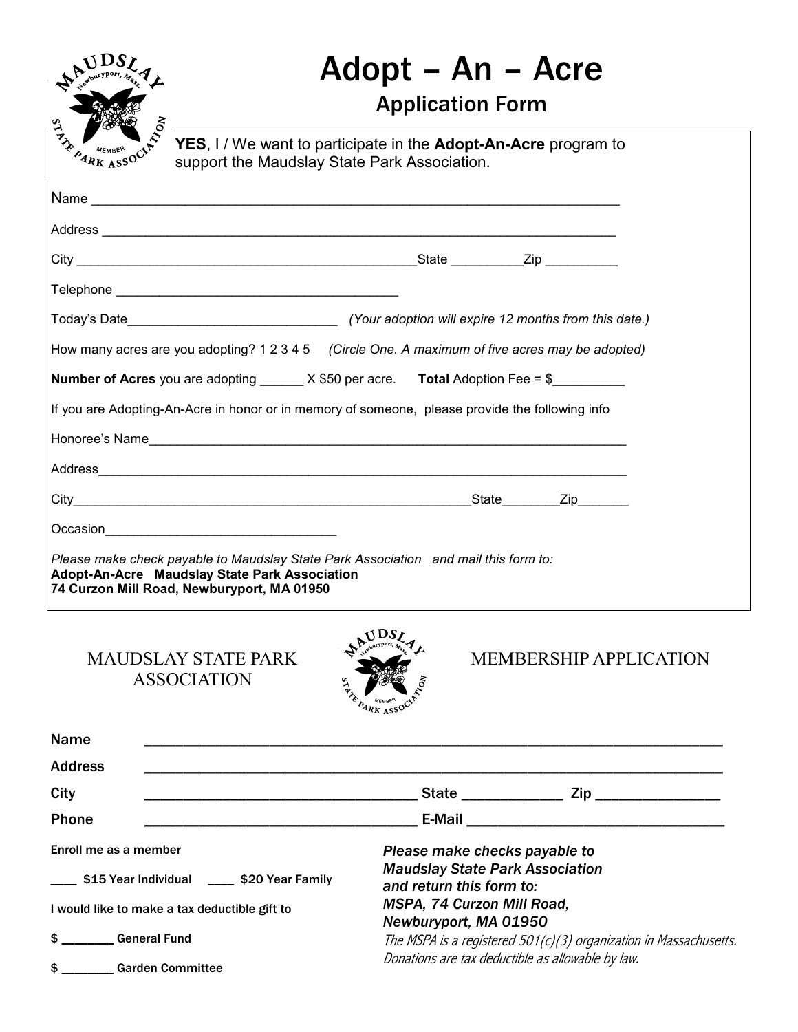# Adopt – An – Acre

## Application Form

**YES**, I / We want to participate in the **Adopt-An-Acre** program to support the Maudslay State Park Association.

Name ___________________________________________________________________

Address _________________________________________________________________

City _____________________________________________State __________Zip __________

Telephone ______________________________________

Today's Date____________________________ *(Your adoption will expire 12 months from this date.)*

How many acres are you adopting? 1 2 3 4 5 *(Circle One. A maximum of five acres may be adopted)*

**Number of Acres** you are adopting ______ X $50 per acre. **Total** Adoption Fee = $__________

If you are Adopting-An-Acre in honor or in memory of someone, please provide the following info

Honoree's Name_______________________________________________________________

Address______________________________________________________________________

City_______________________________________________________State________Zip_______

Occasion________________________________

*Please make check payable to Maudslay State Park Association and mail this form to:*
**Adopt-An-Acre Maudslay State Park Association**
**74 Curzon Mill Road, Newburyport, MA 01950**

---

## MAUDSLAY STATE PARK ASSOCIATION — MEMBERSHIP APPLICATION

**Name** _______________________________________________________________

**Address** _______________________________________________________________

**City** _________________________________ **State** ____________ **Zip** _______________

**Phone** _________________________________ **E-Mail** _________________________________

**Enroll me as a member**

**____ $15 Year Individual ____ $20 Year Family**

**I would like to make a tax deductible gift to**

**$ _______ General Fund**

**$ _______ Garden Committee**

***Please make checks payable to Maudslay State Park Association and return this form to: MSPA, 74 Curzon Mill Road, Newburyport, MA 01950***

*The MSPA is a registered 501(c)(3) organization in Massachusetts. Donations are tax deductible as allowable by law.*